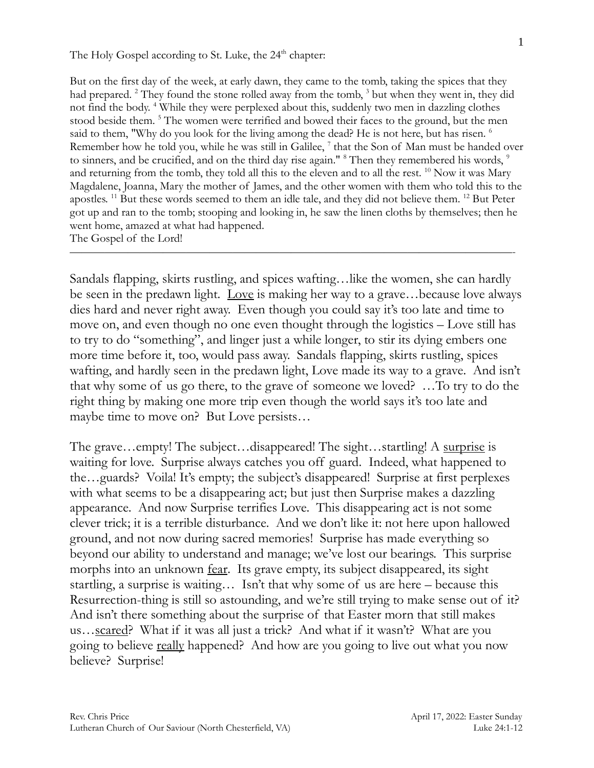The Holy Gospel according to St. Luke, the 24th chapter:

But on the first day of the week, at early dawn, they came to the tomb, taking the spices that they had prepared. [2] They found the stone rolled away from the tomb, [3] but when they went in, they did not find the body. [4] While they were perplexed about this, suddenly two men in dazzling clothes stood beside them. [5] The women were terrified and bowed their faces to the ground, but the men said to them, "Why do you look for the living among the dead? He is not here, but has risen. [6] Remember how he told you, while he was still in Galilee, [7] that the Son of Man must be handed over to sinners, and be crucified, and on the third day rise again." [8] Then they remembered his words, [9] and returning from the tomb, they told all this to the eleven and to all the rest. [10] Now it was Mary Magdalene, Joanna, Mary the mother of James, and the other women with them who told this to the apostles. [11] But these words seemed to them an idle tale, and they did not believe them. [12] But Peter got up and ran to the tomb; stooping and looking in, he saw the linen cloths by themselves; then he went home, amazed at what had happened.
The Gospel of the Lord!

---

Sandals flapping, skirts rustling, and spices wafting…like the women, she can hardly be seen in the predawn light. <u>Love</u> is making her way to a grave…because love always dies hard and never right away. Even though you could say it's too late and time to move on, and even though no one even thought through the logistics – Love still has to try to do "something", and linger just a while longer, to stir its dying embers one more time before it, too, would pass away. Sandals flapping, skirts rustling, spices wafting, and hardly seen in the predawn light, Love made its way to a grave. And isn't that why some of us go there, to the grave of someone we loved? …To try to do the right thing by making one more trip even though the world says it's too late and maybe time to move on? But Love persists…

The grave…empty! The subject…disappeared! The sight…startling! A <u>surprise</u> is waiting for love. Surprise always catches you off guard. Indeed, what happened to the…guards? Voila! It's empty; the subject's disappeared! Surprise at first perplexes with what seems to be a disappearing act; but just then Surprise makes a dazzling appearance. And now Surprise terrifies Love. This disappearing act is not some clever trick; it is a terrible disturbance. And we don't like it: not here upon hallowed ground, and not now during sacred memories! Surprise has made everything so beyond our ability to understand and manage; we've lost our bearings. This surprise morphs into an unknown <u>fear</u>. Its grave empty, its subject disappeared, its sight startling, a surprise is waiting… Isn't that why some of us are here – because this Resurrection-thing is still so astounding, and we're still trying to make sense out of it? And isn't there something about the surprise of that Easter morn that still makes us…<u>scared</u>? What if it was all just a trick? And what if it wasn't? What are you going to believe <u>really</u> happened? And how are you going to live out what you now believe? Surprise!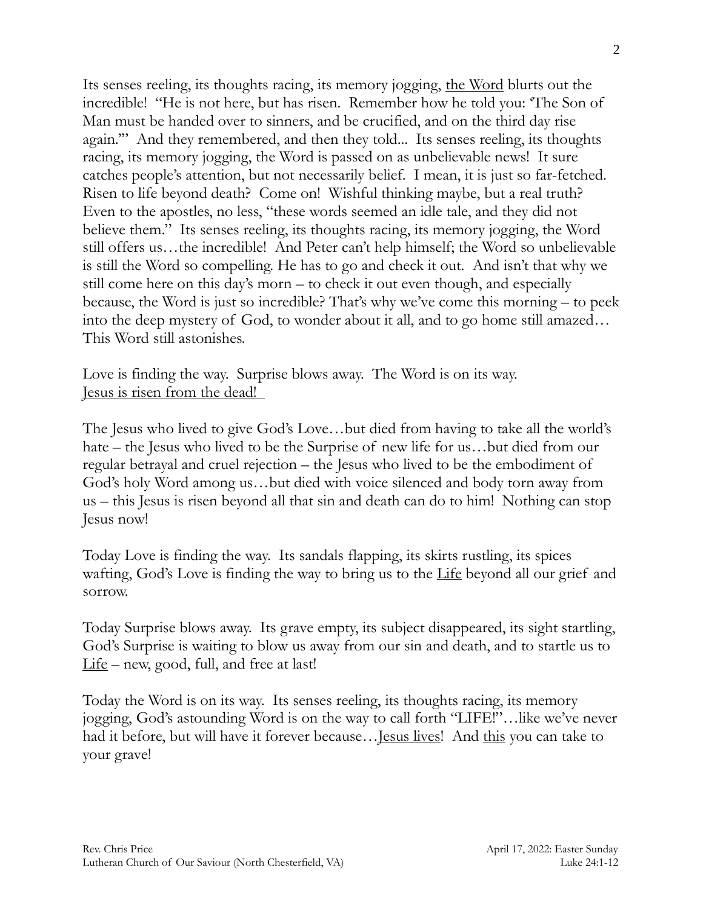Its senses reeling, its thoughts racing, its memory jogging, <u>the Word</u> blurts out the incredible! "He is not here, but has risen. Remember how he told you: 'The Son of Man must be handed over to sinners, and be crucified, and on the third day rise again.'" And they remembered, and then they told... Its senses reeling, its thoughts racing, its memory jogging, the Word is passed on as unbelievable news! It sure catches people's attention, but not necessarily belief. I mean, it is just so far-fetched. Risen to life beyond death? Come on! Wishful thinking maybe, but a real truth? Even to the apostles, no less, "these words seemed an idle tale, and they did not believe them." Its senses reeling, its thoughts racing, its memory jogging, the Word still offers us…the incredible! And Peter can't help himself; the Word so unbelievable is still the Word so compelling. He has to go and check it out. And isn't that why we still come here on this day's morn – to check it out even though, and especially because, the Word is just so incredible? That's why we've come this morning – to peek into the deep mystery of God, to wonder about it all, and to go home still amazed… This Word still astonishes.

Love is finding the way. Surprise blows away. The Word is on its way.
<u>Jesus is risen from the dead!</u>

The Jesus who lived to give God's Love…but died from having to take all the world's hate – the Jesus who lived to be the Surprise of new life for us…but died from our regular betrayal and cruel rejection – the Jesus who lived to be the embodiment of God's holy Word among us…but died with voice silenced and body torn away from us – this Jesus is risen beyond all that sin and death can do to him! Nothing can stop Jesus now!

Today Love is finding the way. Its sandals flapping, its skirts rustling, its spices wafting, God's Love is finding the way to bring us to the <u>Life</u> beyond all our grief and sorrow.

Today Surprise blows away. Its grave empty, its subject disappeared, its sight startling, God's Surprise is waiting to blow us away from our sin and death, and to startle us to <u>Life</u> – new, good, full, and free at last!

Today the Word is on its way. Its senses reeling, its thoughts racing, its memory jogging, God's astounding Word is on the way to call forth "LIFE!"…like we've never had it before, but will have it forever because…<u>Jesus lives</u>! And <u>this</u> you can take to your grave!

Rev. Chris Price
Lutheran Church of Our Saviour (North Chesterfield, VA)

April 17, 2022: Easter Sunday
Luke 24:1-12